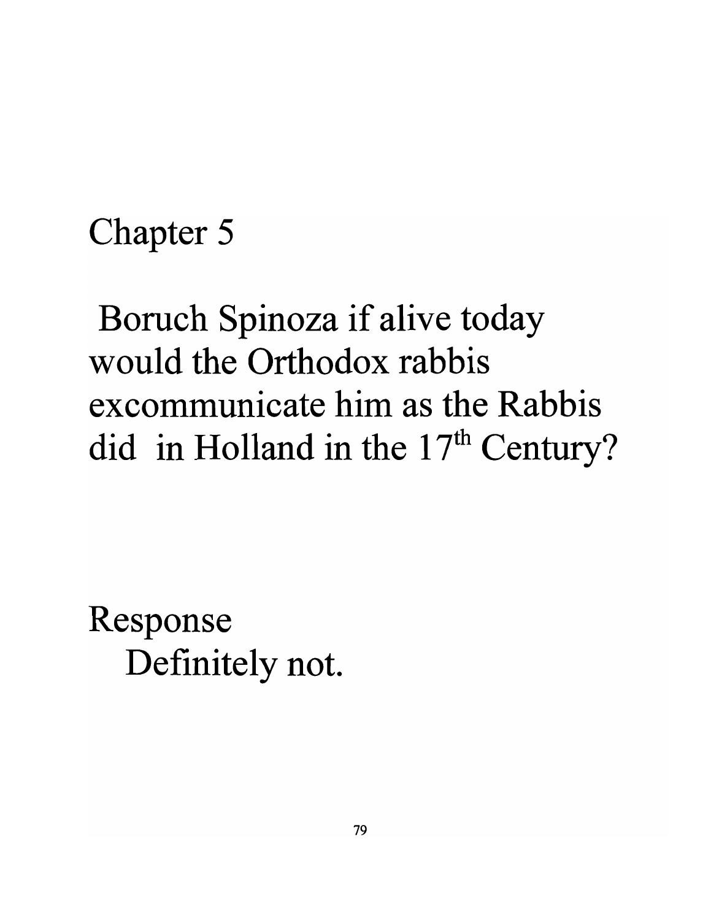# Chapter 5

## Boruch Spinoza if alive today would the Orthodox rabbis excommunicate him as the Rabbis did in Holland in the 17th Century?

Response

Definitely not.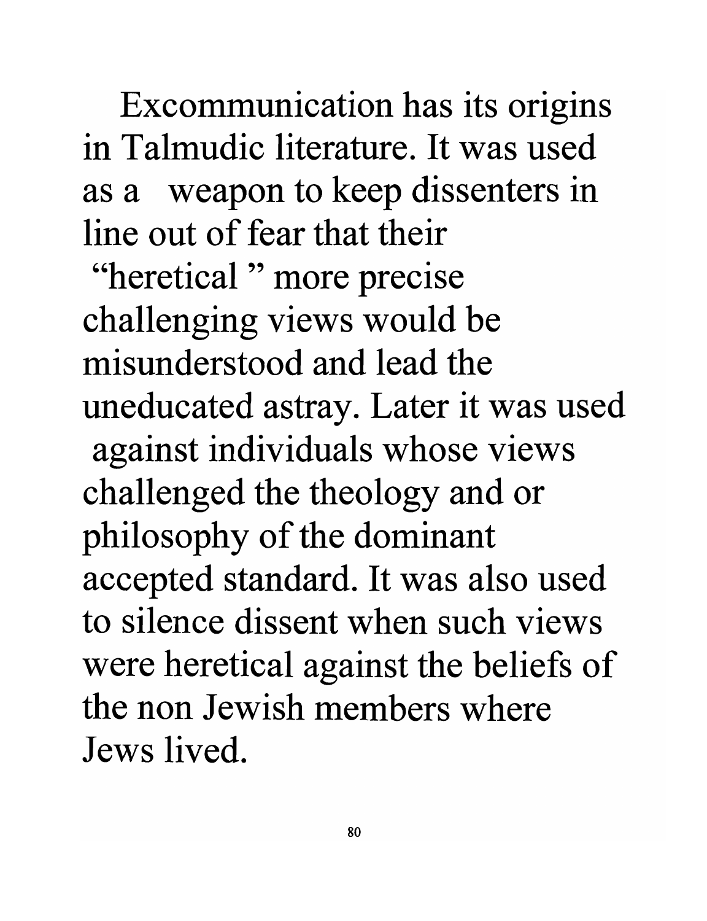Excommunication has its origins in Talmudic literature. It was used as a weapon to keep dissenters in line out of fear that their "heretical " more precise challenging views would be misunderstood and lead the uneducated astray. Later it was used against individuals whose views challenged the theology and or philosophy of the dominant accepted standard. It was also used to silence dissent when such views were heretical against the beliefs of the non Jewish members where Jews lived.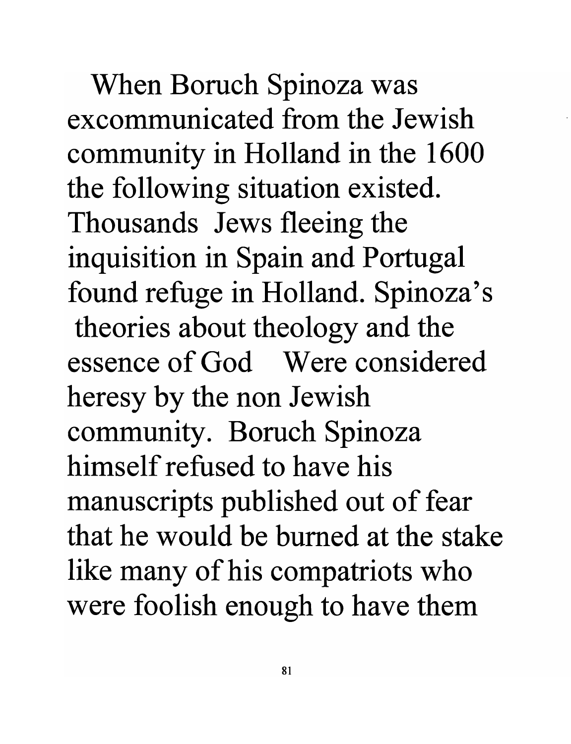When Boruch Spinoza was excommunicated from the Jewish community in Holland in the 1600 the following situation existed. Thousands Jews fleeing the inquisition in Spain and Portugal found refuge in Holland. Spinoza's theories about theology and the essence of God Were considered heresy by the non Jewish community. Boruch Spinoza himself refused to have his manuscripts published out of fear that he would be burned at the stake like many of his compatriots who were foolish enough to have them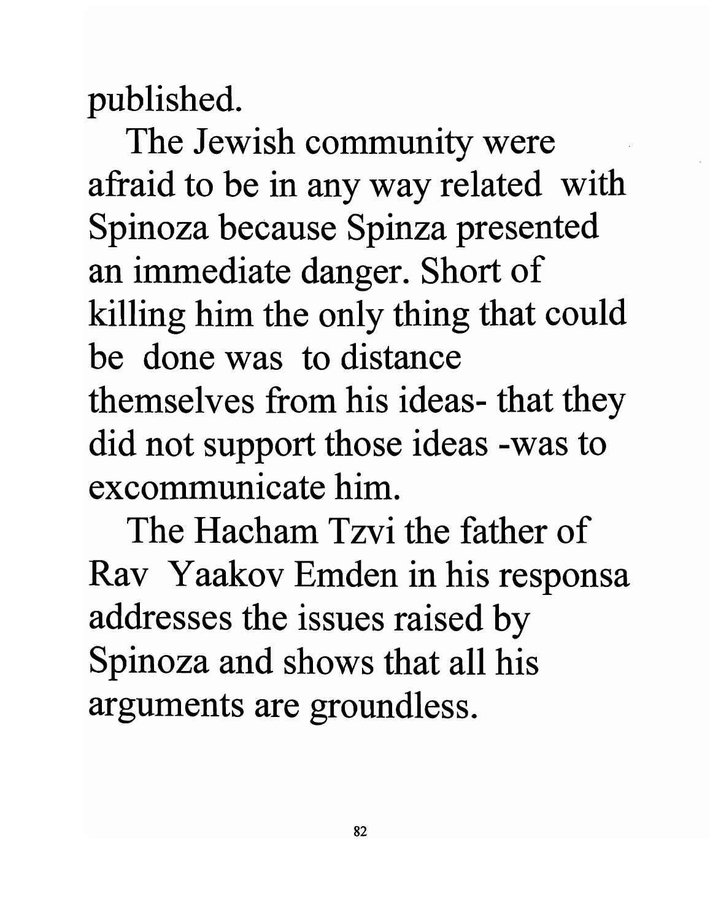published.

The Jewish community were afraid to be in any way related with Spinoza because Spinza presented an immediate danger. Short of killing him the only thing that could be done was to distance themselves from his ideas- that they did not support those ideas -was to excommunicate him.

The Hacham Tzvi the father of Rav Yaakov Emden in his responsa addresses the issues raised by Spinoza and shows that all his arguments are groundless.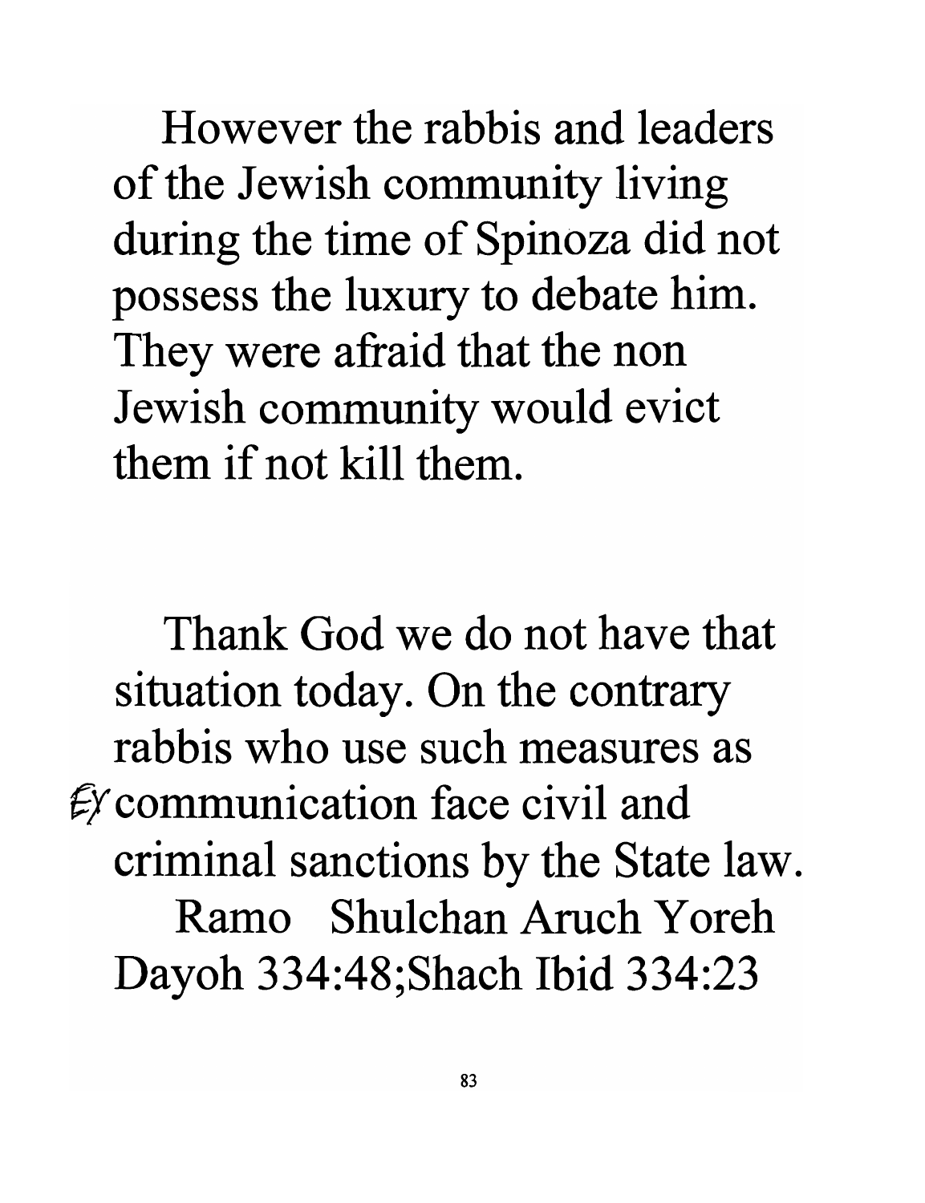However the rabbis and leaders of the Jewish community living during the time of Spinoza did not possess the luxury to debate him. They were afraid that the non Jewish community would evict them if not kill them.

Thank God we do not have that situation today. On the contrary rabbis who use such measures as Excommunication face civil and criminal sanctions by the State law. Ramo Shulchan Aruch Yoreh Dayoh 334:48;Shach Ibid 334:23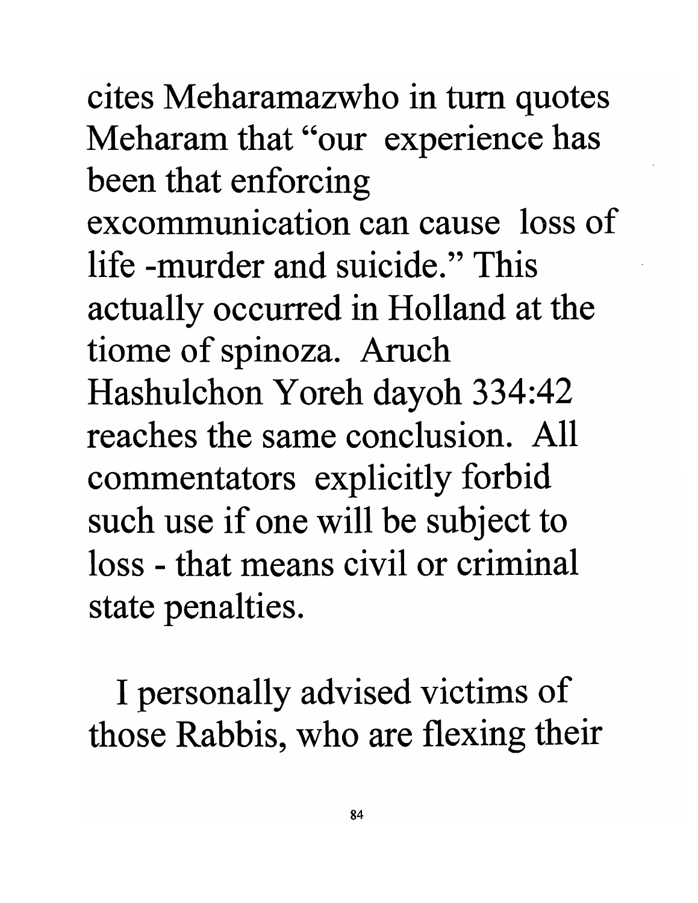cites Meharamazwho in turn quotes Meharam that "our experience has been that enforcing excommunication can cause loss of life -murder and suicide." This actually occurred in Holland at the tiome of spinoza. Aruch Hashulchon Yoreh dayoh 334:42 reaches the same conclusion. All commentators explicitly forbid such use if one will be subject to loss - that means civil or criminal state penalties.

I personally advised victims of those Rabbis, who are flexing their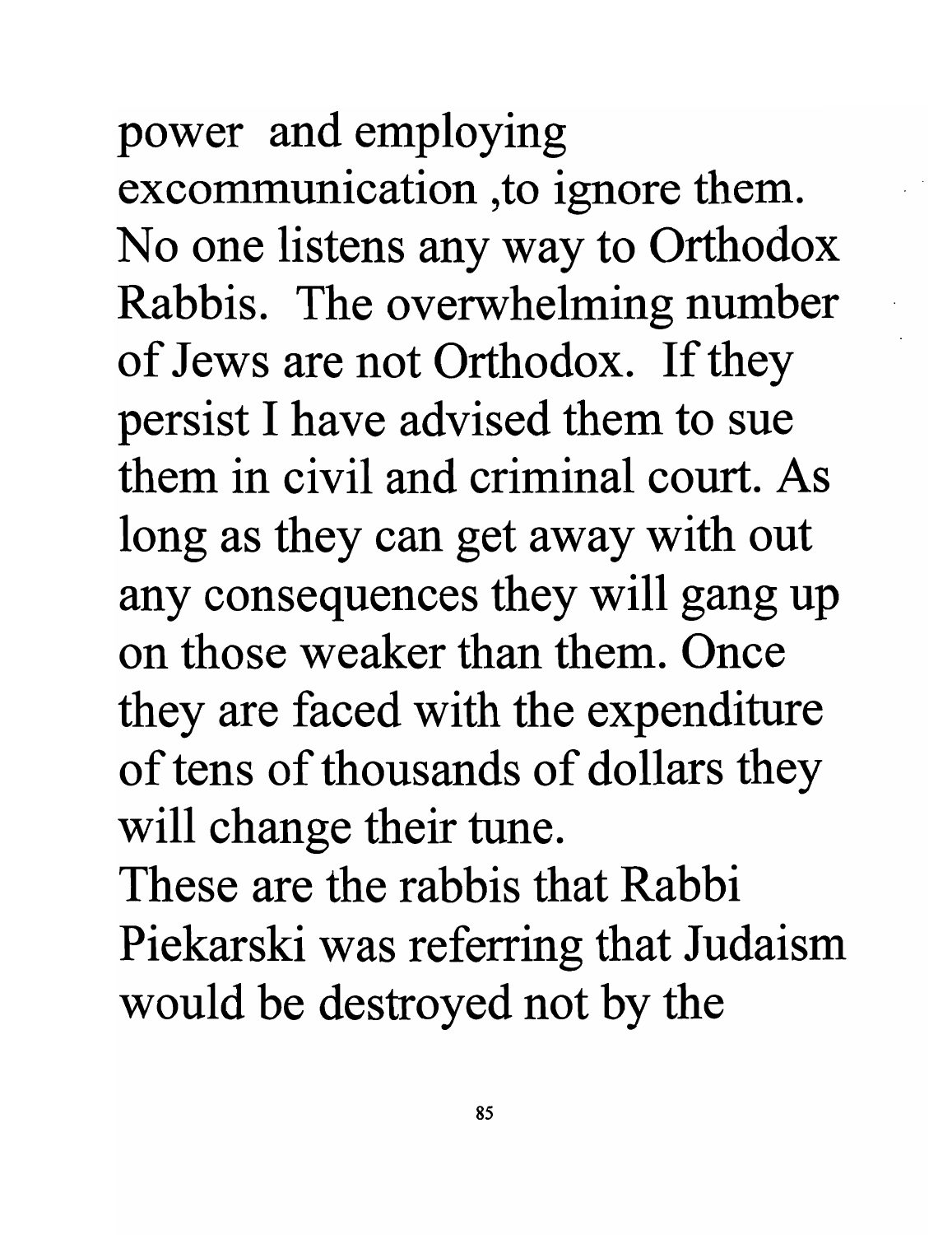power and employing excommunication ,to ignore them. No one listens any way to Orthodox Rabbis. The overwhelming number of Jews are not Orthodox. If they persist I have advised them to sue them in civil and criminal court. As long as they can get away with out any consequences they will gang up on those weaker than them. Once they are faced with the expenditure of tens of thousands of dollars they will change their tune.

These are the rabbis that Rabbi Piekarski was referring that Judaism would be destroyed not by the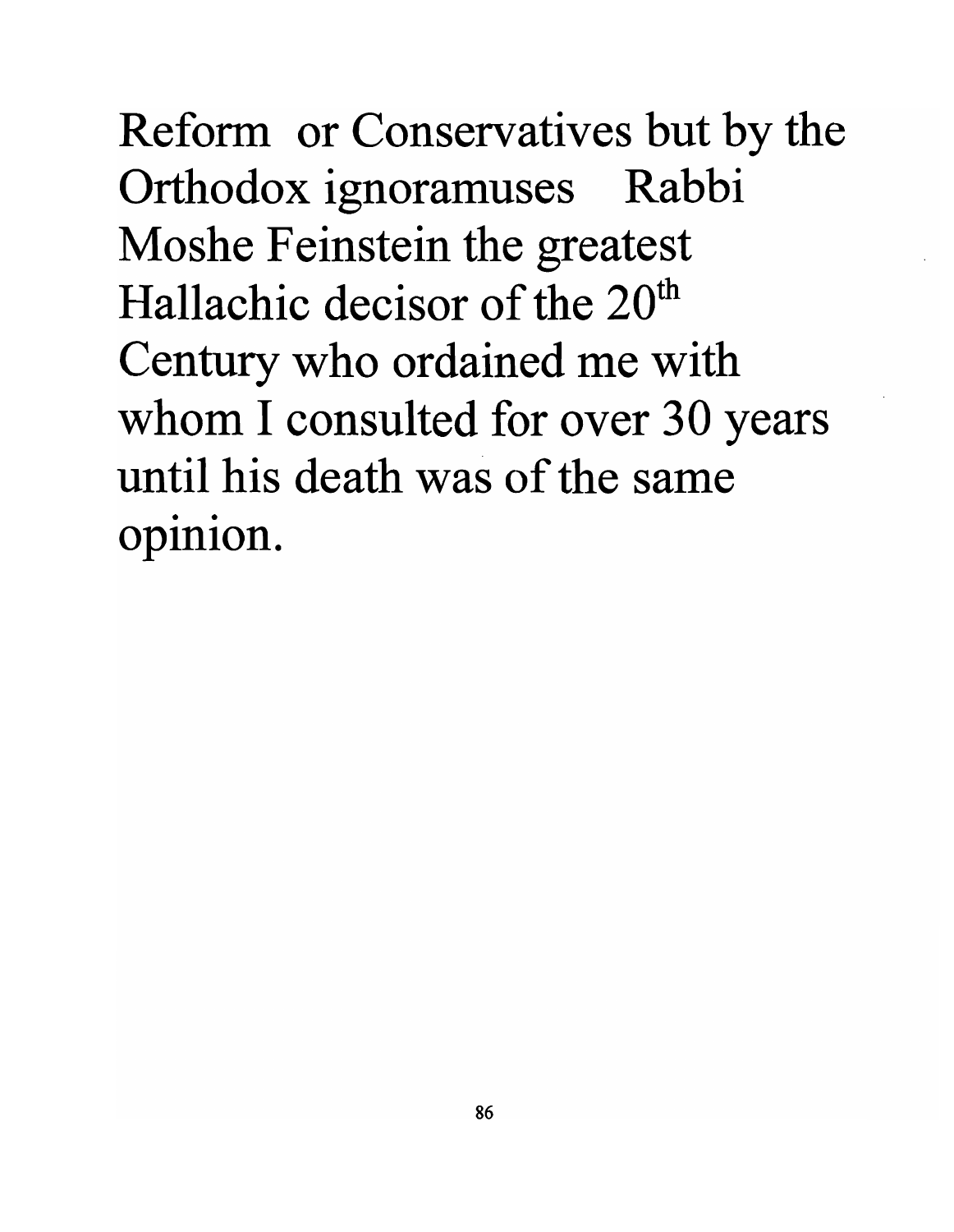Reform or Conservatives but by the Orthodox ignoramuses Rabbi Moshe Feinstein the greatest Hallachic decisor of the 20th Century who ordained me with whom I consulted for over 30 years until his death was of the same opinion.